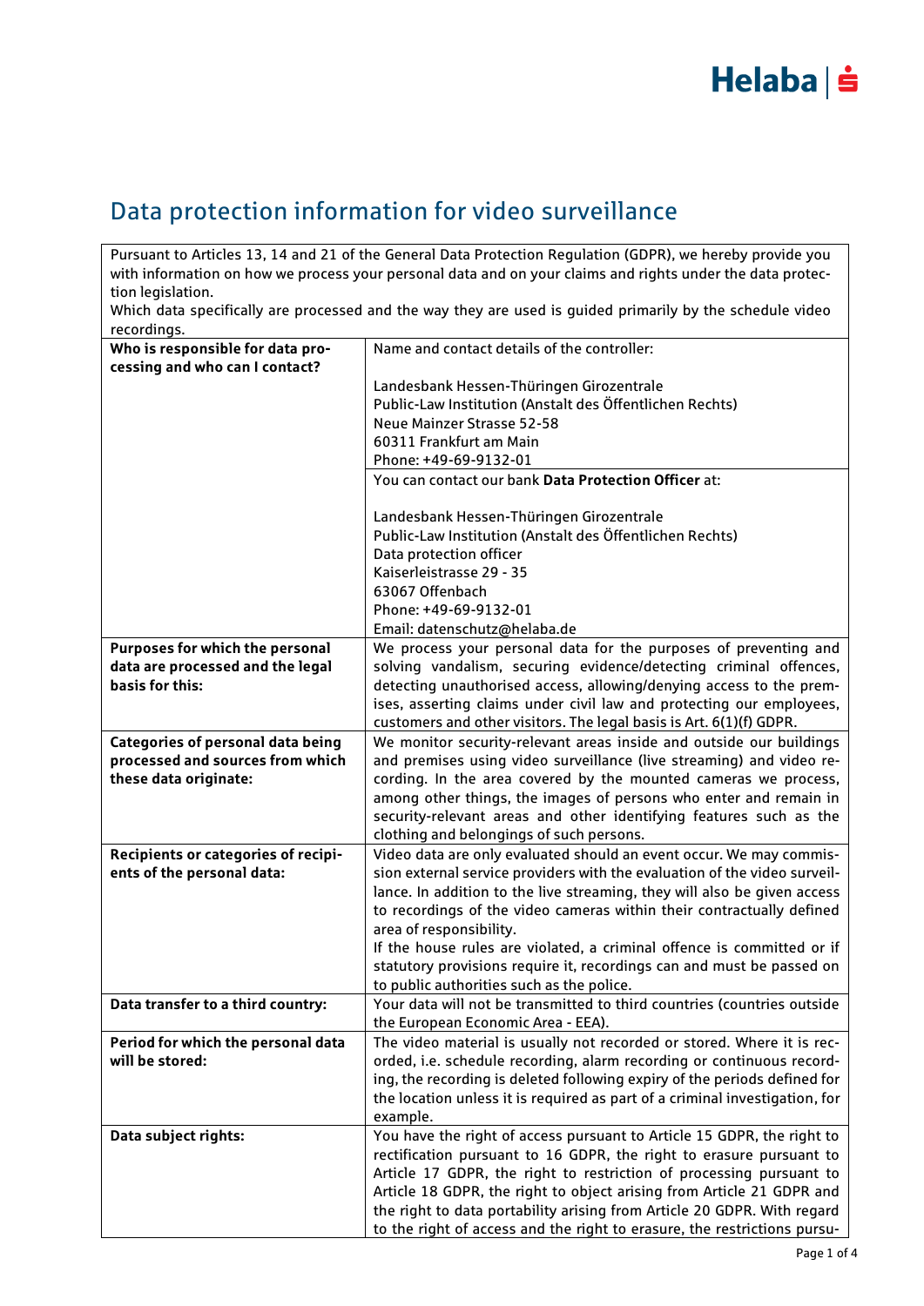# Data protection information for video surveillance

| Pursuant to Articles 13, 14 and 21 of the General Data Protection Regulation (GDPR), we hereby provide you with information on how we process your personal data and on your claims and rights under the data protection legislation.<br>Which data specifically are processed and the way they are used is guided primarily by the schedule video recordings. | |
|---|---|
| **Who is responsible for data processing and who can I contact?** | Name and contact details of the controller:<br><br>Landesbank Hessen-Thüringen Girozentrale<br>Public-Law Institution (Anstalt des Öffentlichen Rechts)<br>Neue Mainzer Strasse 52-58<br>60311 Frankfurt am Main<br>Phone: +49-69-9132-01 |
| | You can contact our bank **Data Protection Officer** at:<br><br>Landesbank Hessen-Thüringen Girozentrale<br>Public-Law Institution (Anstalt des Öffentlichen Rechts)<br>Data protection officer<br>Kaiserleistrasse 29 - 35<br>63067 Offenbach<br>Phone: +49-69-9132-01<br>Email: datenschutz@helaba.de |
| **Purposes for which the personal data are processed and the legal basis for this:** | We process your personal data for the purposes of preventing and solving vandalism, securing evidence/detecting criminal offences, detecting unauthorised access, allowing/denying access to the premises, asserting claims under civil law and protecting our employees, customers and other visitors. The legal basis is Art. 6(1)(f) GDPR. |
| **Categories of personal data being processed and sources from which these data originate:** | We monitor security-relevant areas inside and outside our buildings and premises using video surveillance (live streaming) and video recording. In the area covered by the mounted cameras we process, among other things, the images of persons who enter and remain in security-relevant areas and other identifying features such as the clothing and belongings of such persons. |
| **Recipients or categories of recipients of the personal data:** | Video data are only evaluated should an event occur. We may commission external service providers with the evaluation of the video surveillance. In addition to the live streaming, they will also be given access to recordings of the video cameras within their contractually defined area of responsibility.<br>If the house rules are violated, a criminal offence is committed or if statutory provisions require it, recordings can and must be passed on to public authorities such as the police. |
| **Data transfer to a third country:** | Your data will not be transmitted to third countries (countries outside the European Economic Area - EEA). |
| **Period for which the personal data will be stored:** | The video material is usually not recorded or stored. Where it is recorded, i.e. schedule recording, alarm recording or continuous recording, the recording is deleted following expiry of the periods defined for the location unless it is required as part of a criminal investigation, for example. |
| **Data subject rights:** | You have the right of access pursuant to Article 15 GDPR, the right to rectification pursuant to 16 GDPR, the right to erasure pursuant to Article 17 GDPR, the right to restriction of processing pursuant to Article 18 GDPR, the right to object arising from Article 21 GDPR and the right to data portability arising from Article 20 GDPR. With regard to the right of access and the right to erasure, the restrictions pursu- |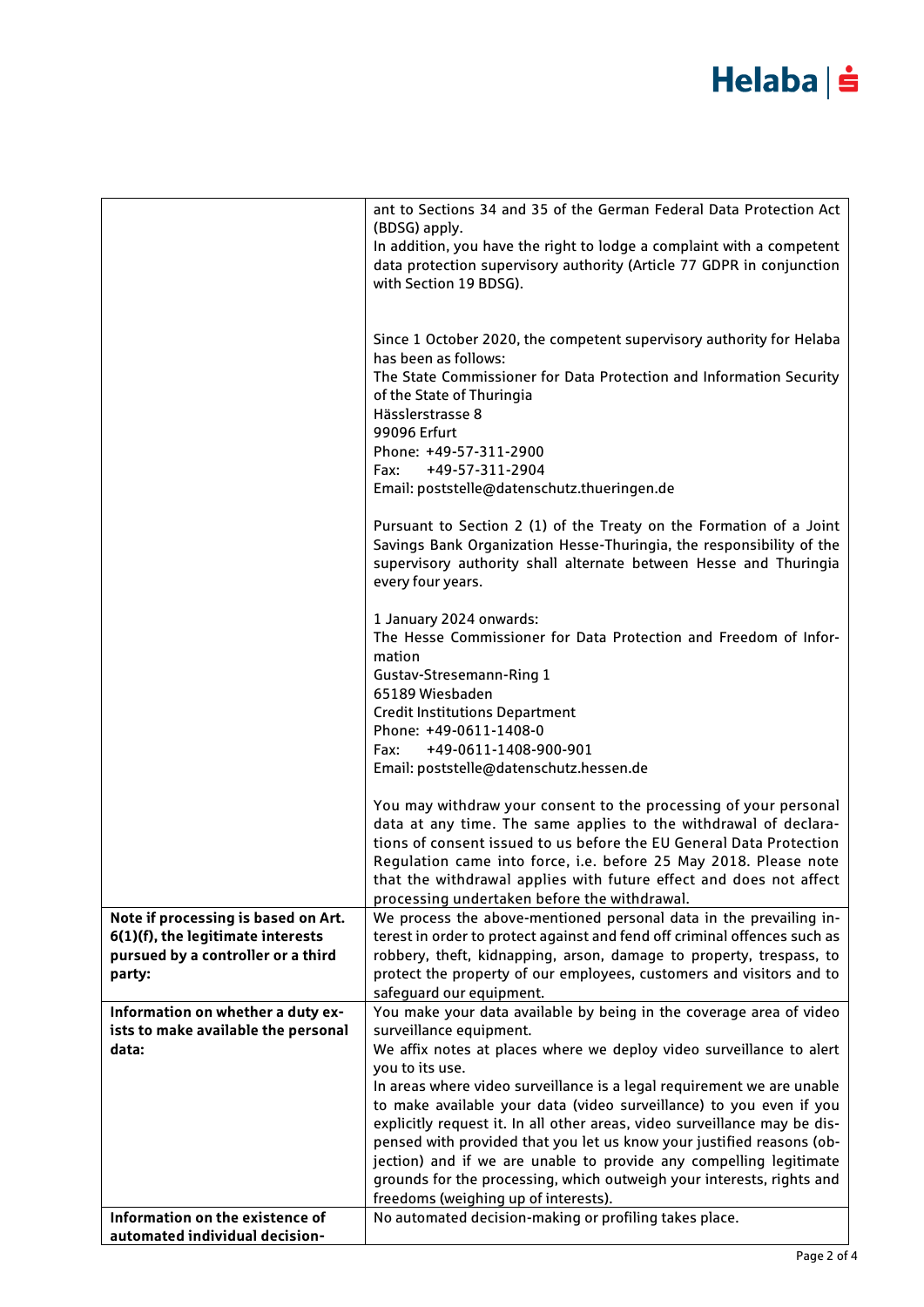| | |
|---|---|
| | ant to Sections 34 and 35 of the German Federal Data Protection Act (BDSG) apply.<br>In addition, you have the right to lodge a complaint with a competent data protection supervisory authority (Article 77 GDPR in conjunction with Section 19 BDSG).<br><br>Since 1 October 2020, the competent supervisory authority for Helaba has been as follows:<br>The State Commissioner for Data Protection and Information Security of the State of Thuringia<br>Hässlerstrasse 8<br>99096 Erfurt<br>Phone: +49-57-311-2900<br>Fax: +49-57-311-2904<br>Email: poststelle@datenschutz.thueringen.de<br><br>Pursuant to Section 2 (1) of the Treaty on the Formation of a Joint Savings Bank Organization Hesse-Thuringia, the responsibility of the supervisory authority shall alternate between Hesse and Thuringia every four years.<br><br>1 January 2024 onwards:<br>The Hesse Commissioner for Data Protection and Freedom of Information<br>Gustav-Stresemann-Ring 1<br>65189 Wiesbaden<br>Credit Institutions Department<br>Phone: +49-0611-1408-0<br>Fax: +49-0611-1408-900-901<br>Email: poststelle@datenschutz.hessen.de<br><br>You may withdraw your consent to the processing of your personal data at any time. The same applies to the withdrawal of declarations of consent issued to us before the EU General Data Protection Regulation came into force, i.e. before 25 May 2018. Please note that the withdrawal applies with future effect and does not affect processing undertaken before the withdrawal. |
| **Note if processing is based on Art. 6(1)(f), the legitimate interests pursued by a controller or a third party:** | We process the above-mentioned personal data in the prevailing interest in order to protect against and fend off criminal offences such as robbery, theft, kidnapping, arson, damage to property, trespass, to protect the property of our employees, customers and visitors and to safeguard our equipment. |
| **Information on whether a duty exists to make available the personal data:** | You make your data available by being in the coverage area of video surveillance equipment.<br>We affix notes at places where we deploy video surveillance to alert you to its use.<br>In areas where video surveillance is a legal requirement we are unable to make available your data (video surveillance) to you even if you explicitly request it. In all other areas, video surveillance may be dispensed with provided that you let us know your justified reasons (objection) and if we are unable to provide any compelling legitimate grounds for the processing, which outweigh your interests, rights and freedoms (weighing up of interests). |
| **Information on the existence of automated individual decision-** | No automated decision-making or profiling takes place. |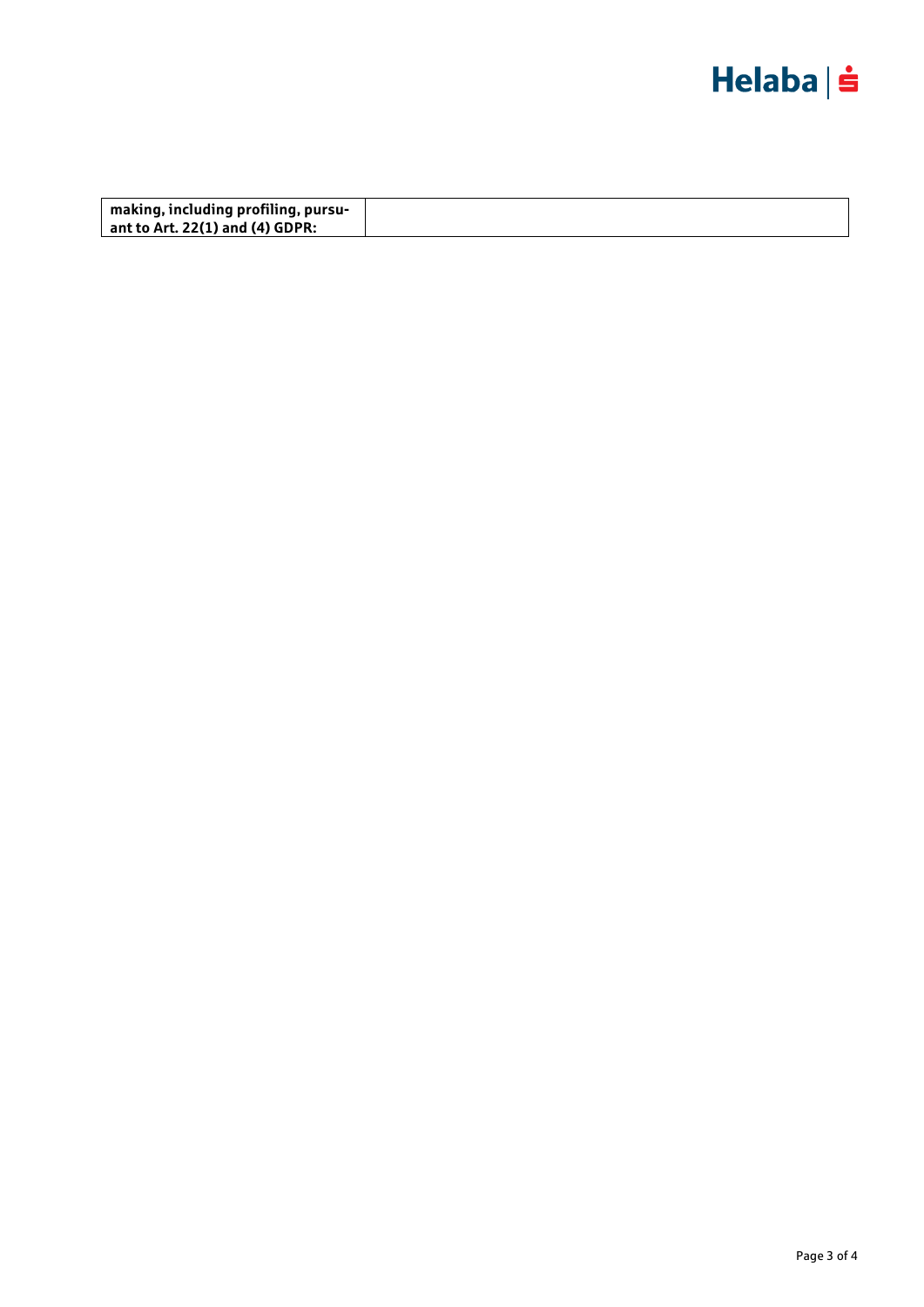| **making, including profiling, pursu-ant to Art. 22(1) and (4) GDPR:** | |
|---|---|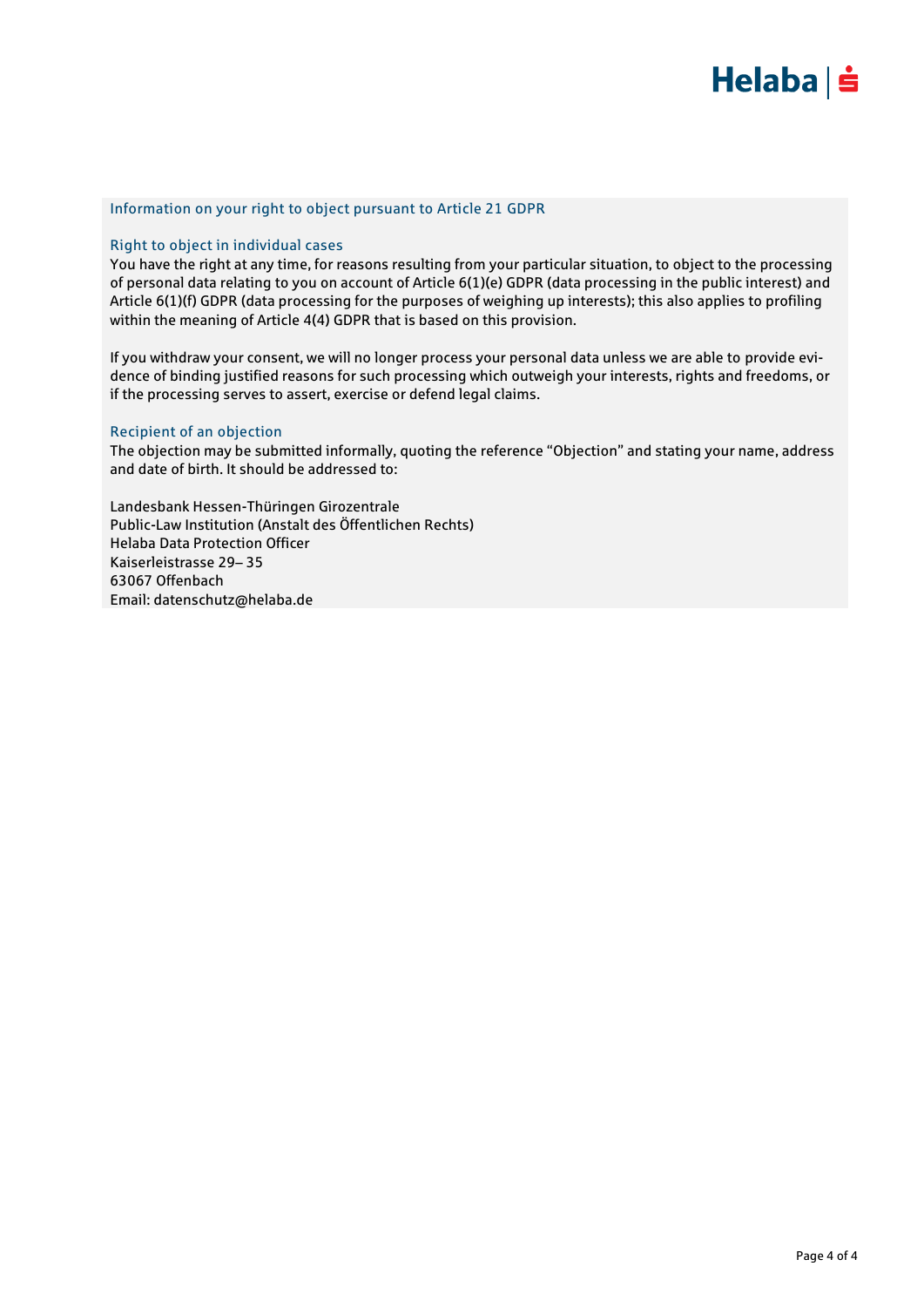## Information on your right to object pursuant to Article 21 GDPR

### Right to object in individual cases

You have the right at any time, for reasons resulting from your particular situation, to object to the processing of personal data relating to you on account of Article 6(1)(e) GDPR (data processing in the public interest) and Article 6(1)(f) GDPR (data processing for the purposes of weighing up interests); this also applies to profiling within the meaning of Article 4(4) GDPR that is based on this provision.

If you withdraw your consent, we will no longer process your personal data unless we are able to provide evidence of binding justified reasons for such processing which outweigh your interests, rights and freedoms, or if the processing serves to assert, exercise or defend legal claims.

### Recipient of an objection

The objection may be submitted informally, quoting the reference “Objection” and stating your name, address and date of birth. It should be addressed to:

Landesbank Hessen-Thüringen Girozentrale
Public-Law Institution (Anstalt des Öffentlichen Rechts)
Helaba Data Protection Officer
Kaiserleistrasse 29– 35
63067 Offenbach
Email: datenschutz@helaba.de